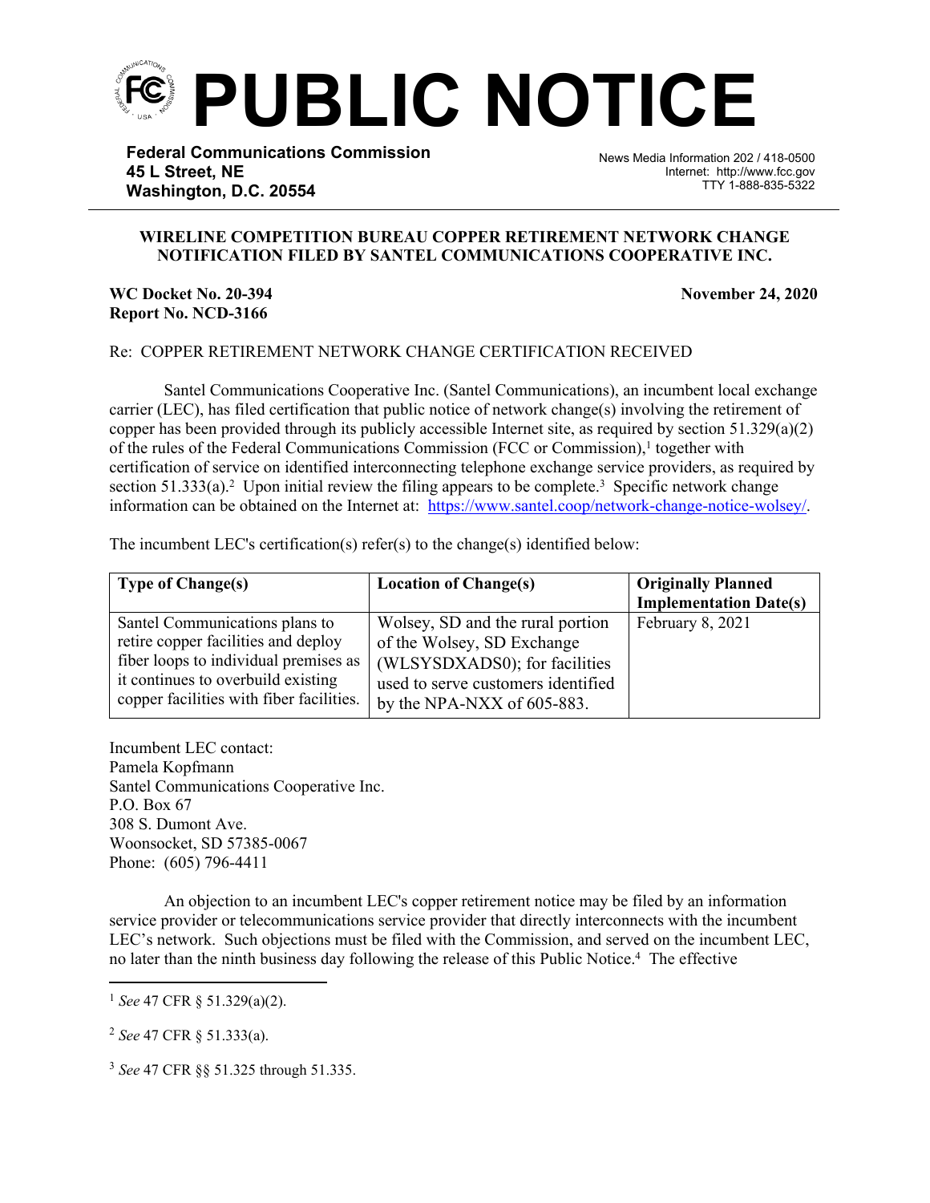# PUBLIC NOTICE

**Federal Communications Commission**
**45 L Street, NE**
**Washington, D.C. 20554**

News Media Information 202 / 418-0500
Internet: http://www.fcc.gov
TTY 1-888-835-5322

**WIRELINE COMPETITION BUREAU COPPER RETIREMENT NETWORK CHANGE NOTIFICATION FILED BY SANTEL COMMUNICATIONS COOPERATIVE INC.**

**WC Docket No. 20-394**
**Report No. NCD-3166**

**November 24, 2020**

Re: COPPER RETIREMENT NETWORK CHANGE CERTIFICATION RECEIVED

Santel Communications Cooperative Inc. (Santel Communications), an incumbent local exchange carrier (LEC), has filed certification that public notice of network change(s) involving the retirement of copper has been provided through its publicly accessible Internet site, as required by section 51.329(a)(2) of the rules of the Federal Communications Commission (FCC or Commission),[1] together with certification of service on identified interconnecting telephone exchange service providers, as required by section 51.333(a).[2] Upon initial review the filing appears to be complete.[3] Specific network change information can be obtained on the Internet at: https://www.santel.coop/network-change-notice-wolsey/.

The incumbent LEC's certification(s) refer(s) to the change(s) identified below:

| Type of Change(s) | Location of Change(s) | Originally Planned Implementation Date(s) |
|---|---|---|
| Santel Communications plans to retire copper facilities and deploy fiber loops to individual premises as it continues to overbuild existing copper facilities with fiber facilities. | Wolsey, SD and the rural portion of the Wolsey, SD Exchange (WLSYSDXADS0); for facilities used to serve customers identified by the NPA-NXX of 605-883. | February 8, 2021 |

Incumbent LEC contact:
Pamela Kopfmann
Santel Communications Cooperative Inc.
P.O. Box 67
308 S. Dumont Ave.
Woonsocket, SD 57385-0067
Phone: (605) 796-4411

An objection to an incumbent LEC's copper retirement notice may be filed by an information service provider or telecommunications service provider that directly interconnects with the incumbent LEC's network. Such objections must be filed with the Commission, and served on the incumbent LEC, no later than the ninth business day following the release of this Public Notice.[4] The effective

---

[1] *See* 47 CFR § 51.329(a)(2).

[2] *See* 47 CFR § 51.333(a).

[3] *See* 47 CFR §§ 51.325 through 51.335.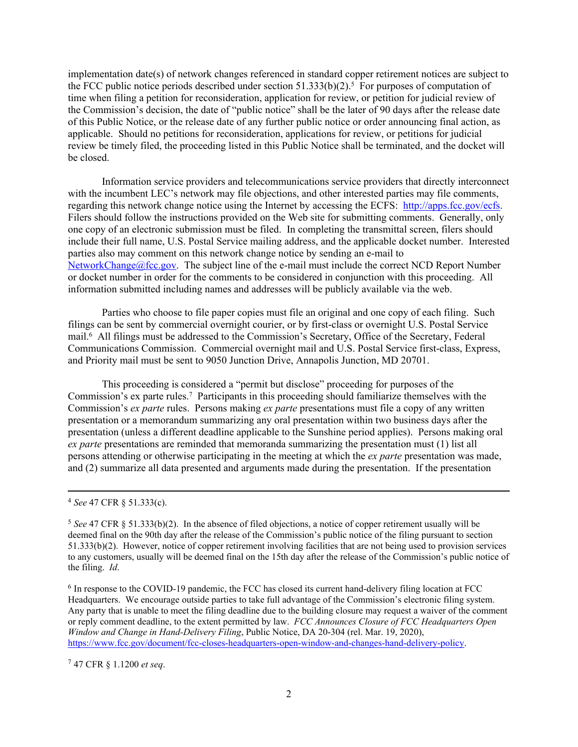implementation date(s) of network changes referenced in standard copper retirement notices are subject to the FCC public notice periods described under section 51.333(b)(2).[5] For purposes of computation of time when filing a petition for reconsideration, application for review, or petition for judicial review of the Commission's decision, the date of "public notice" shall be the later of 90 days after the release date of this Public Notice, or the release date of any further public notice or order announcing final action, as applicable. Should no petitions for reconsideration, applications for review, or petitions for judicial review be timely filed, the proceeding listed in this Public Notice shall be terminated, and the docket will be closed.

Information service providers and telecommunications service providers that directly interconnect with the incumbent LEC's network may file objections, and other interested parties may file comments, regarding this network change notice using the Internet by accessing the ECFS: http://apps.fcc.gov/ecfs. Filers should follow the instructions provided on the Web site for submitting comments. Generally, only one copy of an electronic submission must be filed. In completing the transmittal screen, filers should include their full name, U.S. Postal Service mailing address, and the applicable docket number. Interested parties also may comment on this network change notice by sending an e-mail to NetworkChange@fcc.gov. The subject line of the e-mail must include the correct NCD Report Number or docket number in order for the comments to be considered in conjunction with this proceeding. All information submitted including names and addresses will be publicly available via the web.

Parties who choose to file paper copies must file an original and one copy of each filing. Such filings can be sent by commercial overnight courier, or by first-class or overnight U.S. Postal Service mail.[6] All filings must be addressed to the Commission's Secretary, Office of the Secretary, Federal Communications Commission. Commercial overnight mail and U.S. Postal Service first-class, Express, and Priority mail must be sent to 9050 Junction Drive, Annapolis Junction, MD 20701.

This proceeding is considered a "permit but disclose" proceeding for purposes of the Commission's ex parte rules.[7] Participants in this proceeding should familiarize themselves with the Commission's *ex parte* rules. Persons making *ex parte* presentations must file a copy of any written presentation or a memorandum summarizing any oral presentation within two business days after the presentation (unless a different deadline applicable to the Sunshine period applies). Persons making oral *ex parte* presentations are reminded that memoranda summarizing the presentation must (1) list all persons attending or otherwise participating in the meeting at which the *ex parte* presentation was made, and (2) summarize all data presented and arguments made during the presentation. If the presentation

---

[4] *See* 47 CFR § 51.333(c).

[5] *See* 47 CFR § 51.333(b)(2). In the absence of filed objections, a notice of copper retirement usually will be deemed final on the 90th day after the release of the Commission's public notice of the filing pursuant to section 51.333(b)(2). However, notice of copper retirement involving facilities that are not being used to provision services to any customers, usually will be deemed final on the 15th day after the release of the Commission's public notice of the filing. *Id*.

[6] In response to the COVID-19 pandemic, the FCC has closed its current hand-delivery filing location at FCC Headquarters. We encourage outside parties to take full advantage of the Commission's electronic filing system. Any party that is unable to meet the filing deadline due to the building closure may request a waiver of the comment or reply comment deadline, to the extent permitted by law. *FCC Announces Closure of FCC Headquarters Open Window and Change in Hand-Delivery Filing*, Public Notice, DA 20-304 (rel. Mar. 19, 2020), https://www.fcc.gov/document/fcc-closes-headquarters-open-window-and-changes-hand-delivery-policy.

[7] 47 CFR § 1.1200 *et seq*.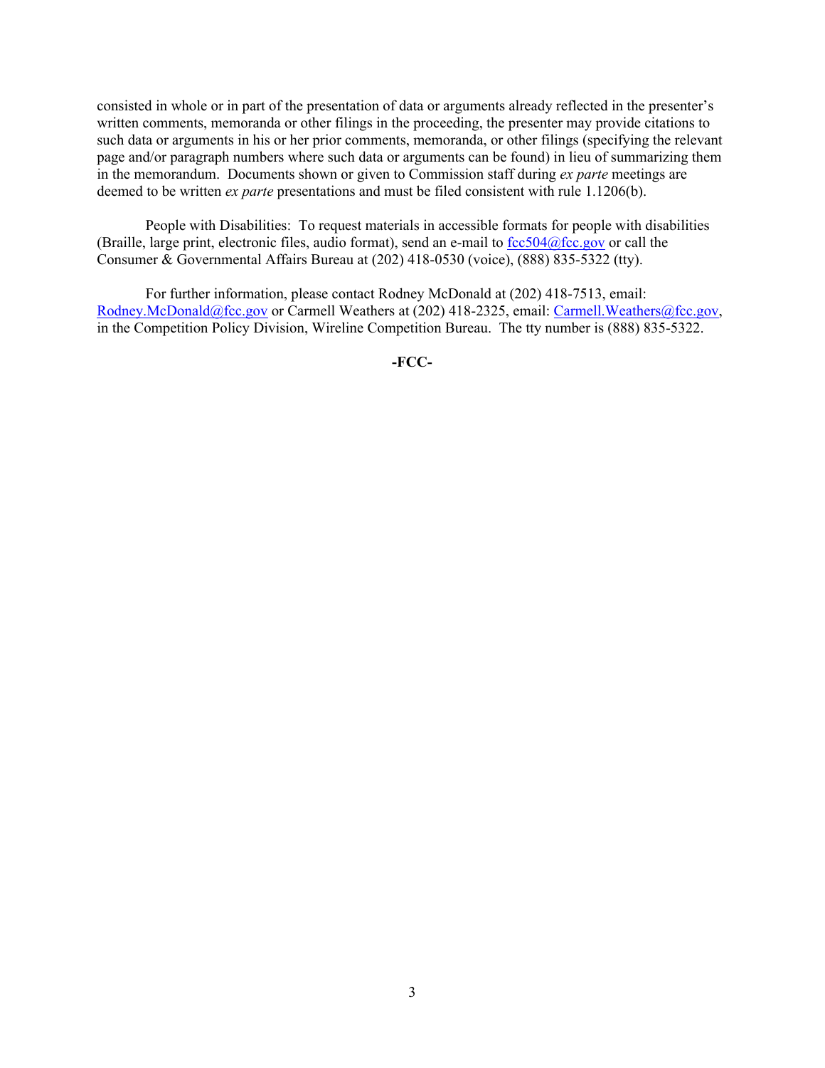consisted in whole or in part of the presentation of data or arguments already reflected in the presenter's written comments, memoranda or other filings in the proceeding, the presenter may provide citations to such data or arguments in his or her prior comments, memoranda, or other filings (specifying the relevant page and/or paragraph numbers where such data or arguments can be found) in lieu of summarizing them in the memorandum. Documents shown or given to Commission staff during *ex parte* meetings are deemed to be written *ex parte* presentations and must be filed consistent with rule 1.1206(b).

People with Disabilities: To request materials in accessible formats for people with disabilities (Braille, large print, electronic files, audio format), send an e-mail to fcc504@fcc.gov or call the Consumer & Governmental Affairs Bureau at (202) 418-0530 (voice), (888) 835-5322 (tty).

For further information, please contact Rodney McDonald at (202) 418-7513, email: Rodney.McDonald@fcc.gov or Carmell Weathers at (202) 418-2325, email: Carmell.Weathers@fcc.gov, in the Competition Policy Division, Wireline Competition Bureau. The tty number is (888) 835-5322.

**-FCC-**